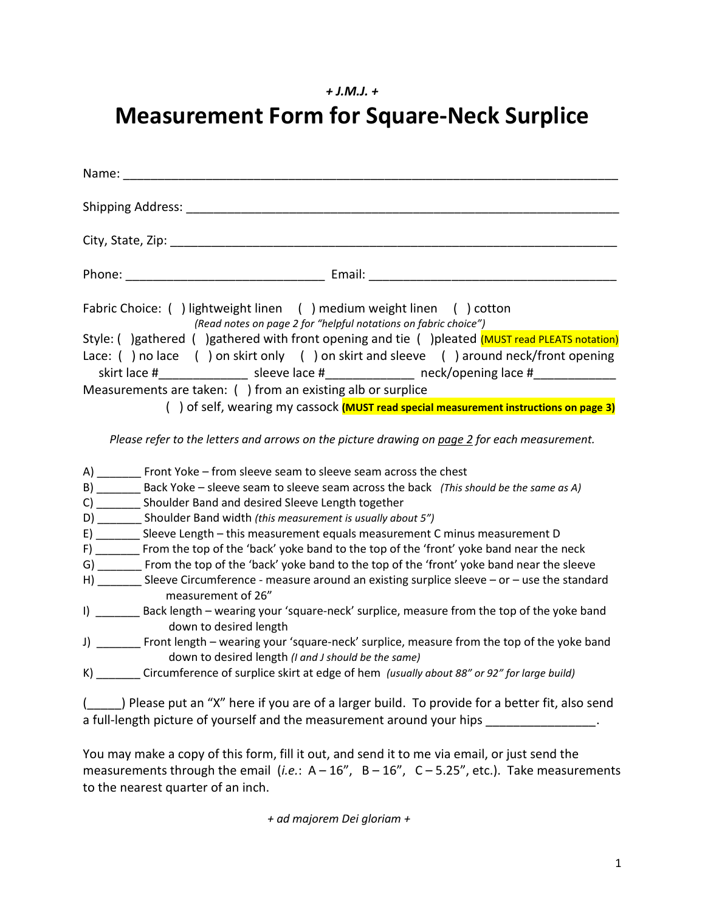*+ J.M.J. +*

# Measurement Form for Square-Neck Surplice

Name: ______________________________________________________________________

Shipping Address: ____________________________________________________________

City, State, Zip: ______________________________________________________________

Phone: ____________________________ Email: ___________________________________

Fabric Choice: ( ) lightweight linen ( ) medium weight linen ( ) cotton
*(Read notes on page 2 for "helpful notations on fabric choice")*

Style: ( )gathered ( )gathered with front opening and tie ( )pleated (MUST read PLEATS notation)

Lace: ( ) no lace ( ) on skirt only ( ) on skirt and sleeve ( ) around neck/front opening
skirt lace #_____________ sleeve lace #_____________ neck/opening lace #____________

Measurements are taken: ( ) from an existing alb or surplice
( ) of self, wearing my cassock **(MUST read special measurement instructions on page 3)**

*Please refer to the letters and arrows on the picture drawing on page 2 for each measurement.*

A) _______ Front Yoke – from sleeve seam to sleeve seam across the chest
B) _______ Back Yoke – sleeve seam to sleeve seam across the back *(This should be the same as A)*
C) _______ Shoulder Band and desired Sleeve Length together
D) _______ Shoulder Band width *(this measurement is usually about 5")*
E) _______ Sleeve Length – this measurement equals measurement C minus measurement D
F) _______ From the top of the 'back' yoke band to the top of the 'front' yoke band near the neck
G) _______ From the top of the 'back' yoke band to the top of the 'front' yoke band near the sleeve
H) _______ Sleeve Circumference - measure around an existing surplice sleeve – or – use the standard measurement of 26"
I) _______ Back length – wearing your 'square-neck' surplice, measure from the top of the yoke band down to desired length
J) _______ Front length – wearing your 'square-neck' surplice, measure from the top of the yoke band down to desired length *(I and J should be the same)*
K) _______ Circumference of surplice skirt at edge of hem *(usually about 88" or 92" for large build)*

(_____) Please put an "X" here if you are of a larger build. To provide for a better fit, also send a full-length picture of yourself and the measurement around your hips ________________.

You may make a copy of this form, fill it out, and send it to me via email, or just send the measurements through the email (*i.e.*: A – 16", B – 16", C – 5.25", etc.). Take measurements to the nearest quarter of an inch.

*+ ad majorem Dei gloriam +*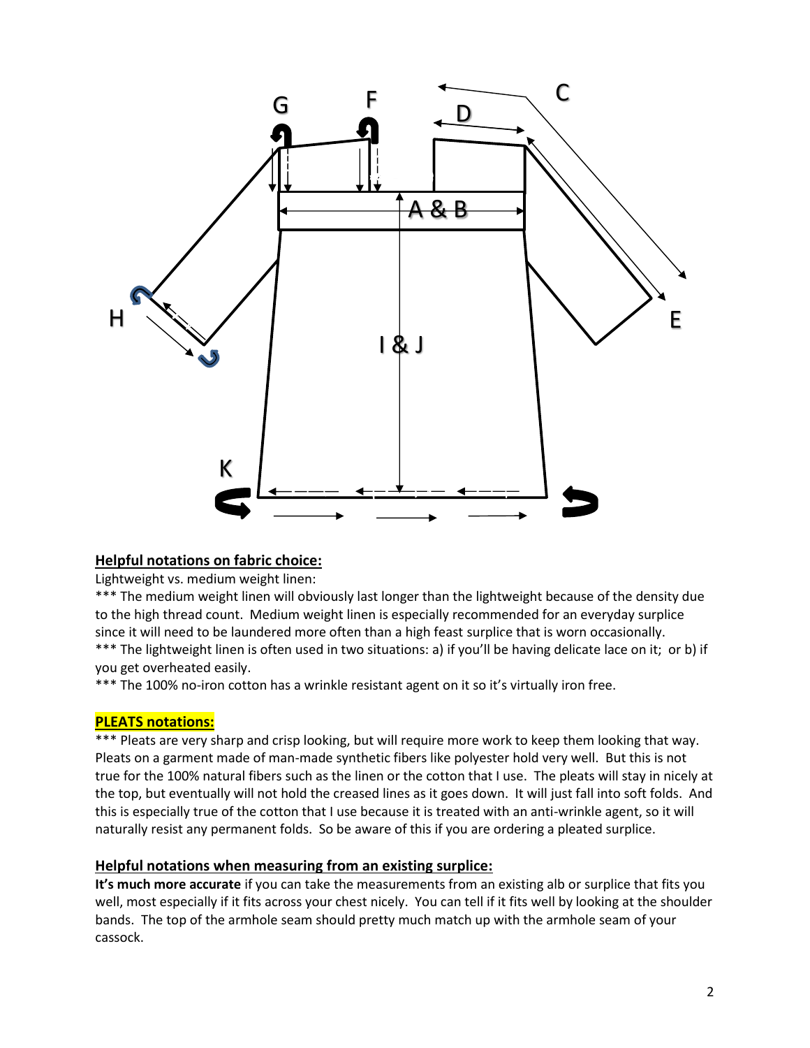## Helpful notations on fabric choice:

Lightweight vs. medium weight linen:

*** The medium weight linen will obviously last longer than the lightweight because of the density due to the high thread count. Medium weight linen is especially recommended for an everyday surplice since it will need to be laundered more often than a high feast surplice that is worn occasionally.

*** The lightweight linen is often used in two situations: a) if you'll be having delicate lace on it; or b) if you get overheated easily.

*** The 100% no-iron cotton has a wrinkle resistant agent on it so it's virtually iron free.

## PLEATS notations:

*** Pleats are very sharp and crisp looking, but will require more work to keep them looking that way. Pleats on a garment made of man-made synthetic fibers like polyester hold very well. But this is not true for the 100% natural fibers such as the linen or the cotton that I use. The pleats will stay in nicely at the top, but eventually will not hold the creased lines as it goes down. It will just fall into soft folds. And this is especially true of the cotton that I use because it is treated with an anti-wrinkle agent, so it will naturally resist any permanent folds. So be aware of this if you are ordering a pleated surplice.

## Helpful notations when measuring from an existing surplice:

**It's much more accurate** if you can take the measurements from an existing alb or surplice that fits you well, most especially if it fits across your chest nicely. You can tell if it fits well by looking at the shoulder bands. The top of the armhole seam should pretty much match up with the armhole seam of your cassock.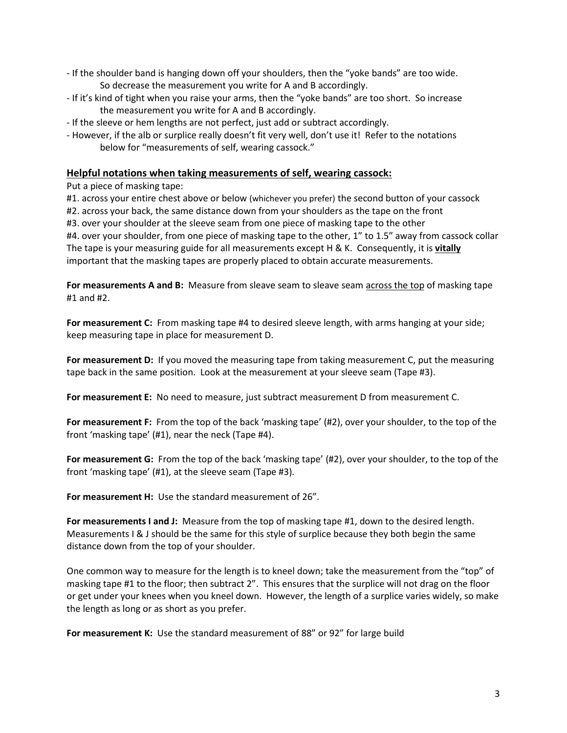- If the shoulder band is hanging down off your shoulders, then the "yoke bands" are too wide. So decrease the measurement you write for A and B accordingly.
- If it's kind of tight when you raise your arms, then the "yoke bands" are too short. So increase the measurement you write for A and B accordingly.
- If the sleeve or hem lengths are not perfect, just add or subtract accordingly.
- However, if the alb or surplice really doesn't fit very well, don't use it! Refer to the notations below for "measurements of self, wearing cassock."

## Helpful notations when taking measurements of self, wearing cassock:

Put a piece of masking tape:

#1. across your entire chest above or below (whichever you prefer) the second button of your cassock
#2. across your back, the same distance down from your shoulders as the tape on the front
#3. over your shoulder at the sleeve seam from one piece of masking tape to the other
#4. over your shoulder, from one piece of masking tape to the other, 1" to 1.5" away from cassock collar
The tape is your measuring guide for all measurements except H & K. Consequently, it is **vitally** important that the masking tapes are properly placed to obtain accurate measurements.

**For measurements A and B:** Measure from sleave seam to sleave seam across the top of masking tape #1 and #2.

**For measurement C:** From masking tape #4 to desired sleeve length, with arms hanging at your side; keep measuring tape in place for measurement D.

**For measurement D:** If you moved the measuring tape from taking measurement C, put the measuring tape back in the same position. Look at the measurement at your sleeve seam (Tape #3).

**For measurement E:** No need to measure, just subtract measurement D from measurement C.

**For measurement F:** From the top of the back 'masking tape' (#2), over your shoulder, to the top of the front 'masking tape' (#1), near the neck (Tape #4).

**For measurement G:** From the top of the back 'masking tape' (#2), over your shoulder, to the top of the front 'masking tape' (#1), at the sleeve seam (Tape #3).

**For measurement H:** Use the standard measurement of 26".

**For measurements I and J:** Measure from the top of masking tape #1, down to the desired length. Measurements I & J should be the same for this style of surplice because they both begin the same distance down from the top of your shoulder.

One common way to measure for the length is to kneel down; take the measurement from the "top" of masking tape #1 to the floor; then subtract 2". This ensures that the surplice will not drag on the floor or get under your knees when you kneel down. However, the length of a surplice varies widely, so make the length as long or as short as you prefer.

**For measurement K:** Use the standard measurement of 88" or 92" for large build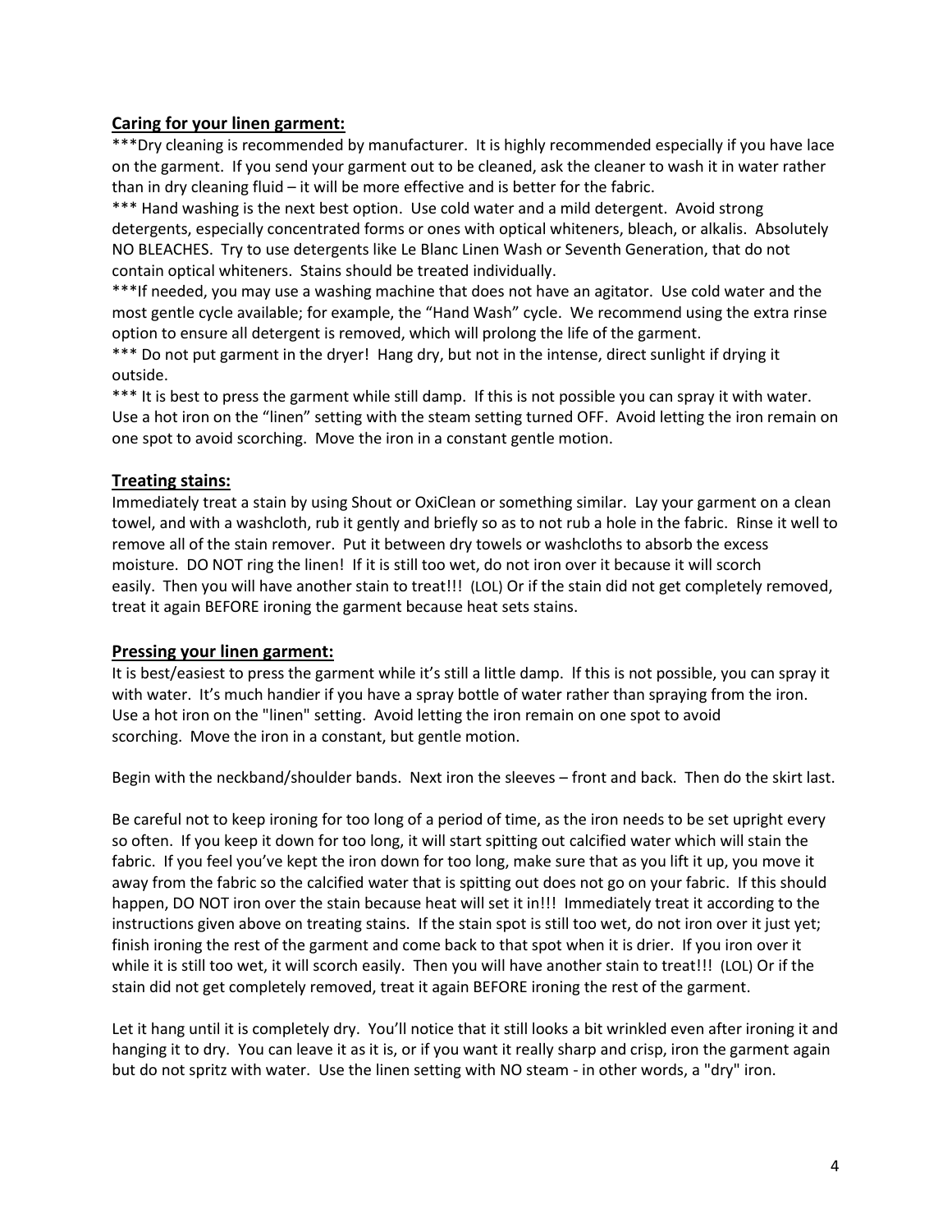## Caring for your linen garment:

***Dry cleaning is recommended by manufacturer.  It is highly recommended especially if you have lace on the garment.  If you send your garment out to be cleaned, ask the cleaner to wash it in water rather than in dry cleaning fluid – it will be more effective and is better for the fabric.

*** Hand washing is the next best option.  Use cold water and a mild detergent.  Avoid strong detergents, especially concentrated forms or ones with optical whiteners, bleach, or alkalis.  Absolutely NO BLEACHES.  Try to use detergents like Le Blanc Linen Wash or Seventh Generation, that do not contain optical whiteners.  Stains should be treated individually.

***If needed, you may use a washing machine that does not have an agitator.  Use cold water and the most gentle cycle available; for example, the "Hand Wash" cycle.  We recommend using the extra rinse option to ensure all detergent is removed, which will prolong the life of the garment.

*** Do not put garment in the dryer!  Hang dry, but not in the intense, direct sunlight if drying it outside.

*** It is best to press the garment while still damp.  If this is not possible you can spray it with water.  Use a hot iron on the "linen" setting with the steam setting turned OFF.  Avoid letting the iron remain on one spot to avoid scorching.  Move the iron in a constant gentle motion.

## Treating stains:

Immediately treat a stain by using Shout or OxiClean or something similar.  Lay your garment on a clean towel, and with a washcloth, rub it gently and briefly so as to not rub a hole in the fabric.  Rinse it well to remove all of the stain remover.  Put it between dry towels or washcloths to absorb the excess moisture.  DO NOT ring the linen!  If it is still too wet, do not iron over it because it will scorch easily.  Then you will have another stain to treat!!!  (LOL) Or if the stain did not get completely removed, treat it again BEFORE ironing the garment because heat sets stains.

## Pressing your linen garment:

It is best/easiest to press the garment while it's still a little damp.  If this is not possible, you can spray it with water.  It's much handier if you have a spray bottle of water rather than spraying from the iron.  Use a hot iron on the "linen" setting.  Avoid letting the iron remain on one spot to avoid scorching.  Move the iron in a constant, but gentle motion.

Begin with the neckband/shoulder bands.  Next iron the sleeves – front and back.  Then do the skirt last.

Be careful not to keep ironing for too long of a period of time, as the iron needs to be set upright every so often.  If you keep it down for too long, it will start spitting out calcified water which will stain the fabric.  If you feel you've kept the iron down for too long, make sure that as you lift it up, you move it away from the fabric so the calcified water that is spitting out does not go on your fabric.  If this should happen, DO NOT iron over the stain because heat will set it in!!!  Immediately treat it according to the instructions given above on treating stains.  If the stain spot is still too wet, do not iron over it just yet; finish ironing the rest of the garment and come back to that spot when it is drier.  If you iron over it while it is still too wet, it will scorch easily.  Then you will have another stain to treat!!!  (LOL) Or if the stain did not get completely removed, treat it again BEFORE ironing the rest of the garment.

Let it hang until it is completely dry.  You'll notice that it still looks a bit wrinkled even after ironing it and hanging it to dry.  You can leave it as it is, or if you want it really sharp and crisp, iron the garment again but do not spritz with water.  Use the linen setting with NO steam - in other words, a "dry" iron.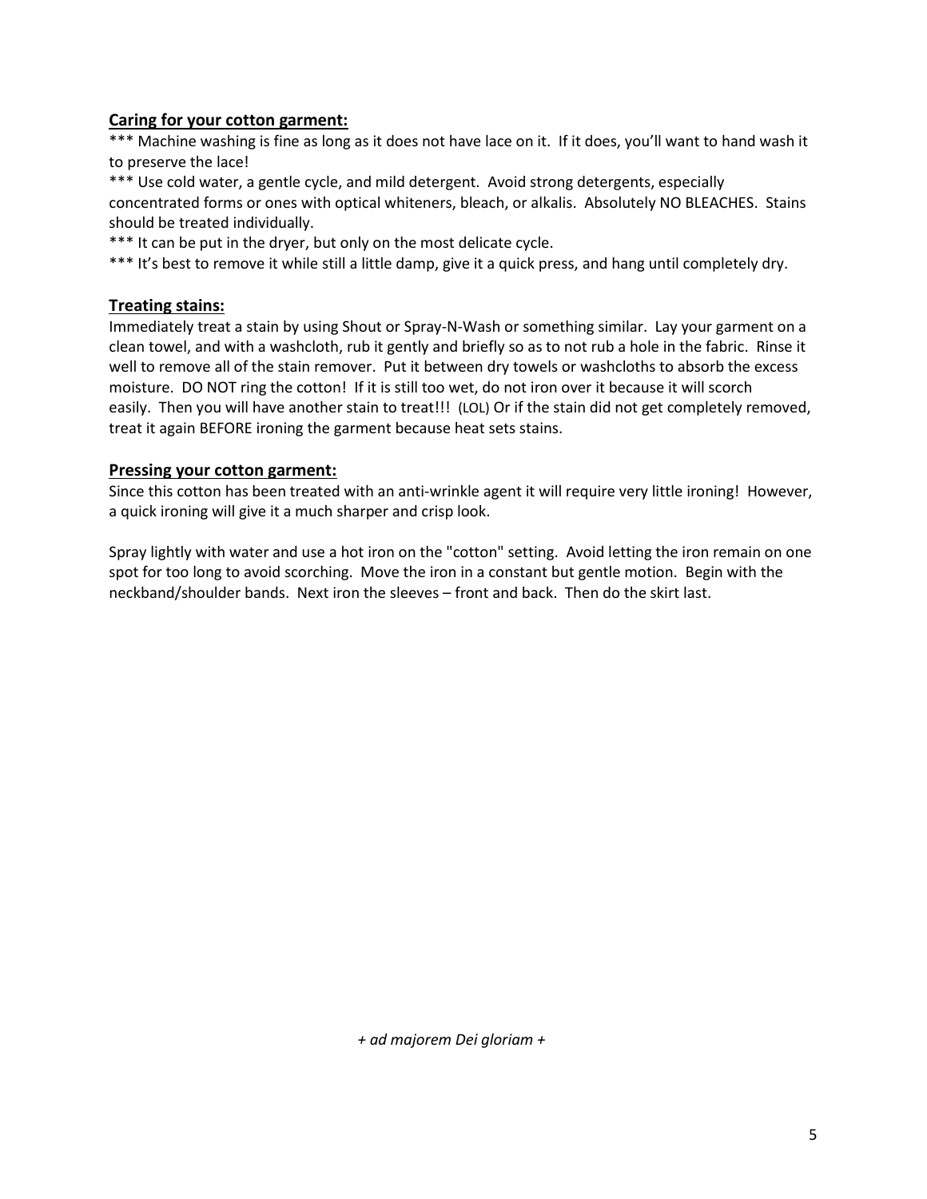**Caring for your cotton garment:**

*** Machine washing is fine as long as it does not have lace on it. If it does, you'll want to hand wash it to preserve the lace!

*** Use cold water, a gentle cycle, and mild detergent. Avoid strong detergents, especially concentrated forms or ones with optical whiteners, bleach, or alkalis. Absolutely NO BLEACHES. Stains should be treated individually.

*** It can be put in the dryer, but only on the most delicate cycle.

*** It's best to remove it while still a little damp, give it a quick press, and hang until completely dry.

**Treating stains:**

Immediately treat a stain by using Shout or Spray-N-Wash or something similar. Lay your garment on a clean towel, and with a washcloth, rub it gently and briefly so as to not rub a hole in the fabric. Rinse it well to remove all of the stain remover. Put it between dry towels or washcloths to absorb the excess moisture. DO NOT ring the cotton! If it is still too wet, do not iron over it because it will scorch easily. Then you will have another stain to treat!!! (LOL) Or if the stain did not get completely removed, treat it again BEFORE ironing the garment because heat sets stains.

**Pressing your cotton garment:**

Since this cotton has been treated with an anti-wrinkle agent it will require very little ironing! However, a quick ironing will give it a much sharper and crisp look.

Spray lightly with water and use a hot iron on the "cotton" setting. Avoid letting the iron remain on one spot for too long to avoid scorching. Move the iron in a constant but gentle motion. Begin with the neckband/shoulder bands. Next iron the sleeves – front and back. Then do the skirt last.

*+ ad majorem Dei gloriam +*